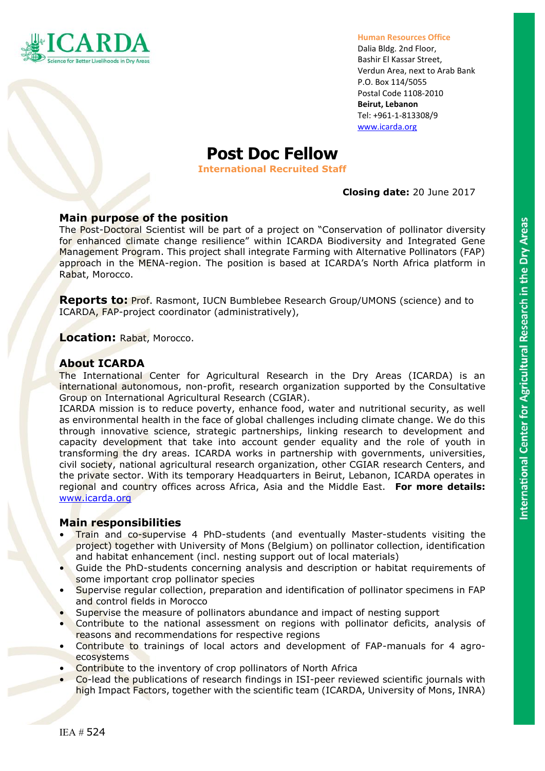ICARDA
Science for Better Livelihoods in Dry Areas

**Human Resources Office**
Dalia Bldg. 2nd Floor,
Bashir El Kassar Street,
Verdun Area, next to Arab Bank
P.O. Box 114/5055
Postal Code 1108-2010
**Beirut, Lebanon**
Tel: +961-1-813308/9
www.icarda.org

# Post Doc Fellow

**International Recruited Staff**

**Closing date:** 20 June 2017

## Main purpose of the position

The Post-Doctoral Scientist will be part of a project on "Conservation of pollinator diversity for enhanced climate change resilience" within ICARDA Biodiversity and Integrated Gene Management Program. This project shall integrate Farming with Alternative Pollinators (FAP) approach in the MENA-region. The position is based at ICARDA's North Africa platform in Rabat, Morocco.

**Reports to:** Prof. Rasmont, IUCN Bumblebee Research Group/UMONS (science) and to ICARDA, FAP-project coordinator (administratively),

**Location:** Rabat, Morocco.

## About ICARDA

The International Center for Agricultural Research in the Dry Areas (ICARDA) is an international autonomous, non-profit, research organization supported by the Consultative Group on International Agricultural Research (CGIAR).

ICARDA mission is to reduce poverty, enhance food, water and nutritional security, as well as environmental health in the face of global challenges including climate change. We do this through innovative science, strategic partnerships, linking research to development and capacity development that take into account gender equality and the role of youth in transforming the dry areas. ICARDA works in partnership with governments, universities, civil society, national agricultural research organization, other CGIAR research Centers, and the private sector. With its temporary Headquarters in Beirut, Lebanon, ICARDA operates in regional and country offices across Africa, Asia and the Middle East. **For more details:** www.icarda.org

## Main responsibilities

- Train and co-supervise 4 PhD-students (and eventually Master-students visiting the project) together with University of Mons (Belgium) on pollinator collection, identification and habitat enhancement (incl. nesting support out of local materials)
- Guide the PhD-students concerning analysis and description or habitat requirements of some important crop pollinator species
- Supervise regular collection, preparation and identification of pollinator specimens in FAP and control fields in Morocco
- Supervise the measure of pollinators abundance and impact of nesting support
- Contribute to the national assessment on regions with pollinator deficits, analysis of reasons and recommendations for respective regions
- Contribute to trainings of local actors and development of FAP-manuals for 4 agro-ecosystems
- Contribute to the inventory of crop pollinators of North Africa
- Co-lead the publications of research findings in ISI-peer reviewed scientific journals with high Impact Factors, together with the scientific team (ICARDA, University of Mons, INRA)

IEA # 524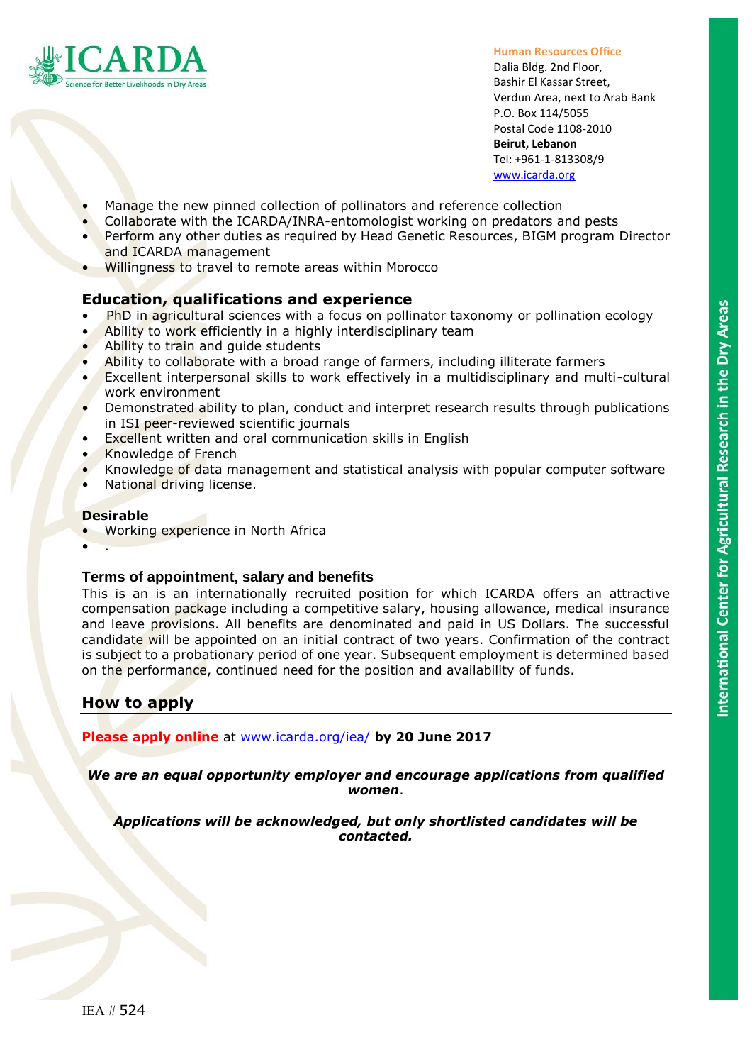Human Resources Office
Dalia Bldg. 2nd Floor,
Bashir El Kassar Street,
Verdun Area, next to Arab Bank
P.O. Box 114/5055
Postal Code 1108-2010
**Beirut, Lebanon**
Tel: +961-1-813308/9
www.icarda.org

- Manage the new pinned collection of pollinators and reference collection
- Collaborate with the ICARDA/INRA-entomologist working on predators and pests
- Perform any other duties as required by Head Genetic Resources, BIGM program Director and ICARDA management
- Willingness to travel to remote areas within Morocco

## Education, qualifications and experience

- PhD in agricultural sciences with a focus on pollinator taxonomy or pollination ecology
- Ability to work efficiently in a highly interdisciplinary team
- Ability to train and guide students
- Ability to collaborate with a broad range of farmers, including illiterate farmers
- Excellent interpersonal skills to work effectively in a multidisciplinary and multi-cultural work environment
- Demonstrated ability to plan, conduct and interpret research results through publications in ISI peer-reviewed scientific journals
- Excellent written and oral communication skills in English
- Knowledge of French
- Knowledge of data management and statistical analysis with popular computer software
- National driving license.

### Desirable

- Working experience in North Africa
- .

### Terms of appointment, salary and benefits

This is an is an internationally recruited position for which ICARDA offers an attractive compensation package including a competitive salary, housing allowance, medical insurance and leave provisions. All benefits are denominated and paid in US Dollars. The successful candidate will be appointed on an initial contract of two years. Confirmation of the contract is subject to a probationary period of one year. Subsequent employment is determined based on the performance, continued need for the position and availability of funds.

## How to apply

**Please apply online** at www.icarda.org/iea/ **by 20 June 2017**

***We are an equal opportunity employer and encourage applications from qualified women***.

***Applications will be acknowledged, but only shortlisted candidates will be contacted.***

IEA # 524